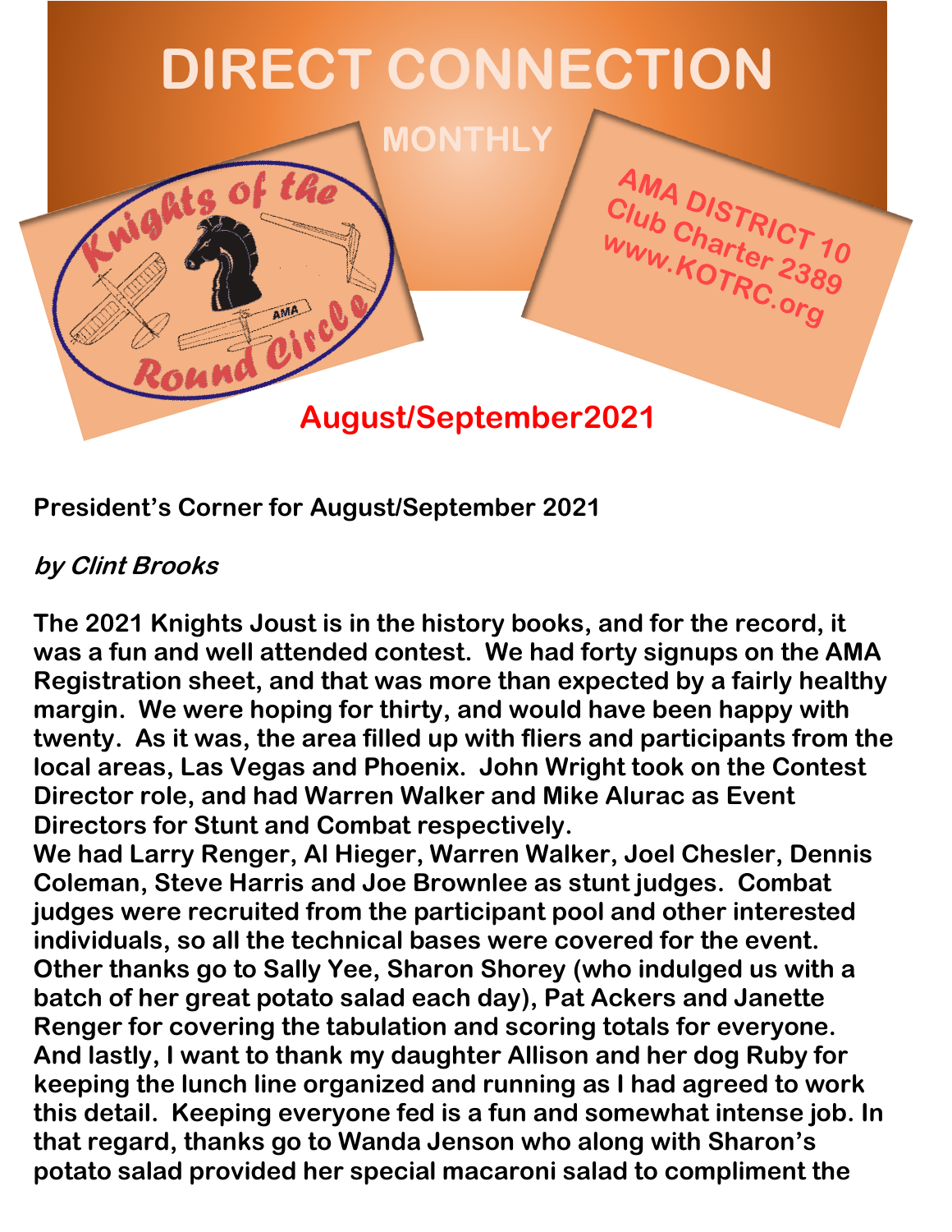# DIRECT CONNECTION

MONTHLY

AMA DISTRICT 10
Club Charter 2389
www.KOTRC.org

Knights of the Round Circle

**August/September2021**

**President's Corner for August/September 2021**

***by Clint Brooks***

**The 2021 Knights Joust is in the history books, and for the record, it was a fun and well attended contest. We had forty signups on the AMA Registration sheet, and that was more than expected by a fairly healthy margin. We were hoping for thirty, and would have been happy with twenty. As it was, the area filled up with fliers and participants from the local areas, Las Vegas and Phoenix. John Wright took on the Contest Director role, and had Warren Walker and Mike Alurac as Event Directors for Stunt and Combat respectively.**
**We had Larry Renger, Al Hieger, Warren Walker, Joel Chesler, Dennis Coleman, Steve Harris and Joe Brownlee as stunt judges. Combat judges were recruited from the participant pool and other interested individuals, so all the technical bases were covered for the event. Other thanks go to Sally Yee, Sharon Shorey (who indulged us with a batch of her great potato salad each day), Pat Ackers and Janette Renger for covering the tabulation and scoring totals for everyone. And lastly, I want to thank my daughter Allison and her dog Ruby for keeping the lunch line organized and running as I had agreed to work this detail. Keeping everyone fed is a fun and somewhat intense job. In that regard, thanks go to Wanda Jenson who along with Sharon's potato salad provided her special macaroni salad to compliment the**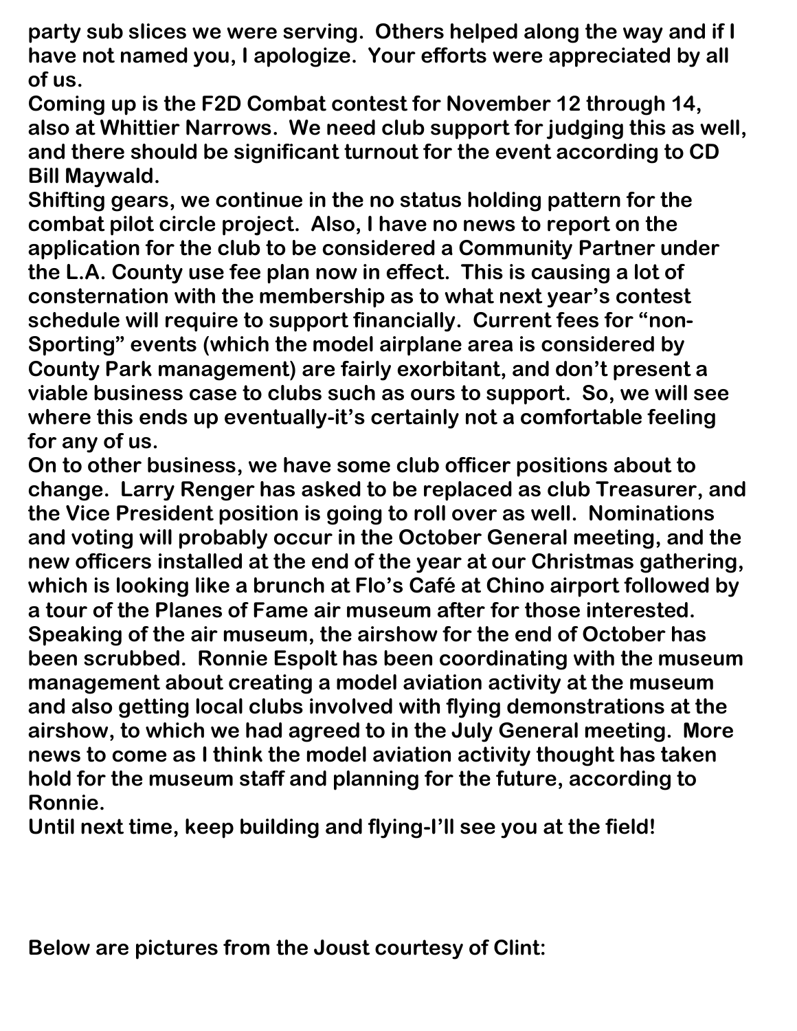**party sub slices we were serving. Others helped along the way and if I have not named you, I apologize. Your efforts were appreciated by all of us.**

**Coming up is the F2D Combat contest for November 12 through 14, also at Whittier Narrows. We need club support for judging this as well, and there should be significant turnout for the event according to CD Bill Maywald.**

**Shifting gears, we continue in the no status holding pattern for the combat pilot circle project. Also, I have no news to report on the application for the club to be considered a Community Partner under the L.A. County use fee plan now in effect. This is causing a lot of consternation with the membership as to what next year's contest schedule will require to support financially. Current fees for "non-Sporting" events (which the model airplane area is considered by County Park management) are fairly exorbitant, and don't present a viable business case to clubs such as ours to support. So, we will see where this ends up eventually-it's certainly not a comfortable feeling for any of us.**

**On to other business, we have some club officer positions about to change. Larry Renger has asked to be replaced as club Treasurer, and the Vice President position is going to roll over as well. Nominations and voting will probably occur in the October General meeting, and the new officers installed at the end of the year at our Christmas gathering, which is looking like a brunch at Flo's Café at Chino airport followed by a tour of the Planes of Fame air museum after for those interested.**

**Speaking of the air museum, the airshow for the end of October has been scrubbed. Ronnie Espolt has been coordinating with the museum management about creating a model aviation activity at the museum and also getting local clubs involved with flying demonstrations at the airshow, to which we had agreed to in the July General meeting. More news to come as I think the model aviation activity thought has taken hold for the museum staff and planning for the future, according to Ronnie.**

**Until next time, keep building and flying-I'll see you at the field!**

**Below are pictures from the Joust courtesy of Clint:**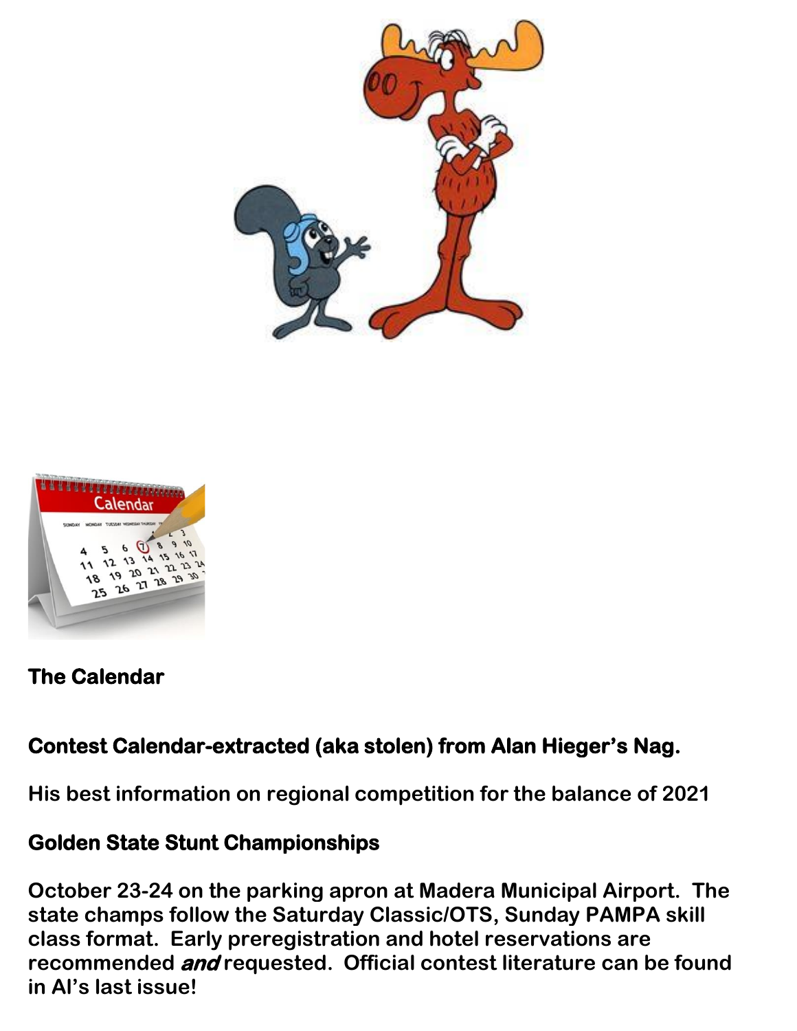**The Calendar**

**Contest Calendar-extracted (aka stolen) from Alan Hieger's Nag.**

**His best information on regional competition for the balance of 2021**

**Golden State Stunt Championships**

**October 23-24 on the parking apron at Madera Municipal Airport. The state champs follow the Saturday Classic/OTS, Sunday PAMPA skill class format. Early preregistration and hotel reservations are recommended *and* requested. Official contest literature can be found in Al's last issue!**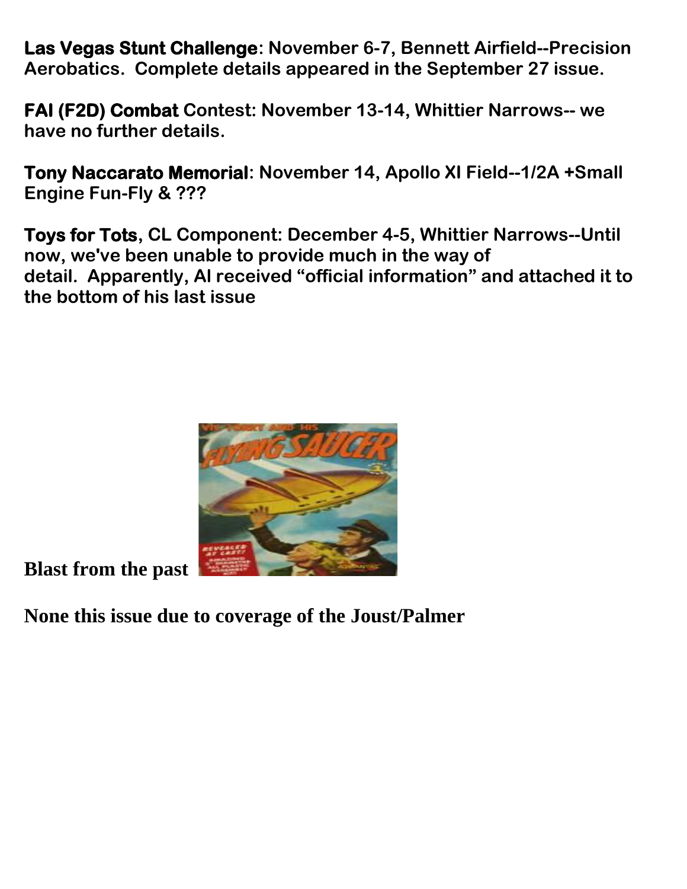**Las Vegas Stunt Challenge: November 6-7, Bennett Airfield--Precision Aerobatics. Complete details appeared in the September 27 issue.**

**FAI (F2D) Combat Contest: November 13-14, Whittier Narrows-- we have no further details.**

**Tony Naccarato Memorial: November 14, Apollo XI Field--1/2A +Small Engine Fun-Fly & ???**

**Toys for Tots, CL Component: December 4-5, Whittier Narrows--Until now, we've been unable to provide much in the way of detail. Apparently, Al received "official information" and attached it to the bottom of his last issue**

**Blast from the past**

**None this issue due to coverage of the Joust/Palmer**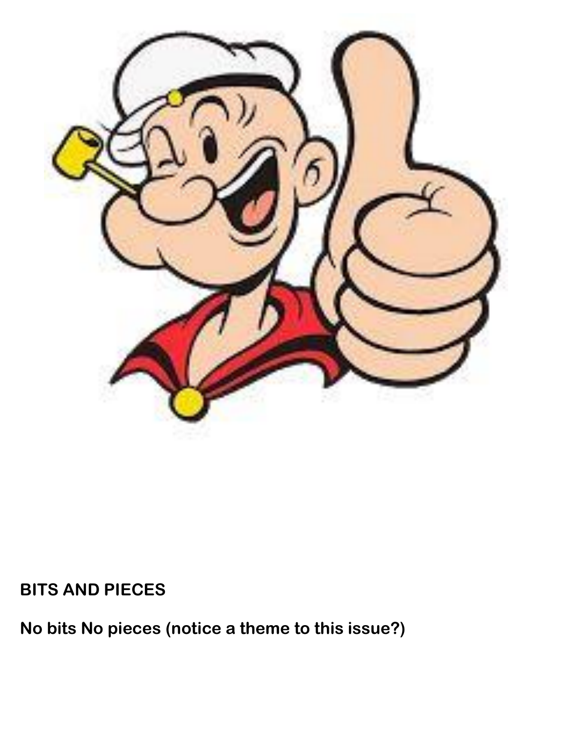**BITS AND PIECES**

**No bits No pieces (notice a theme to this issue?)**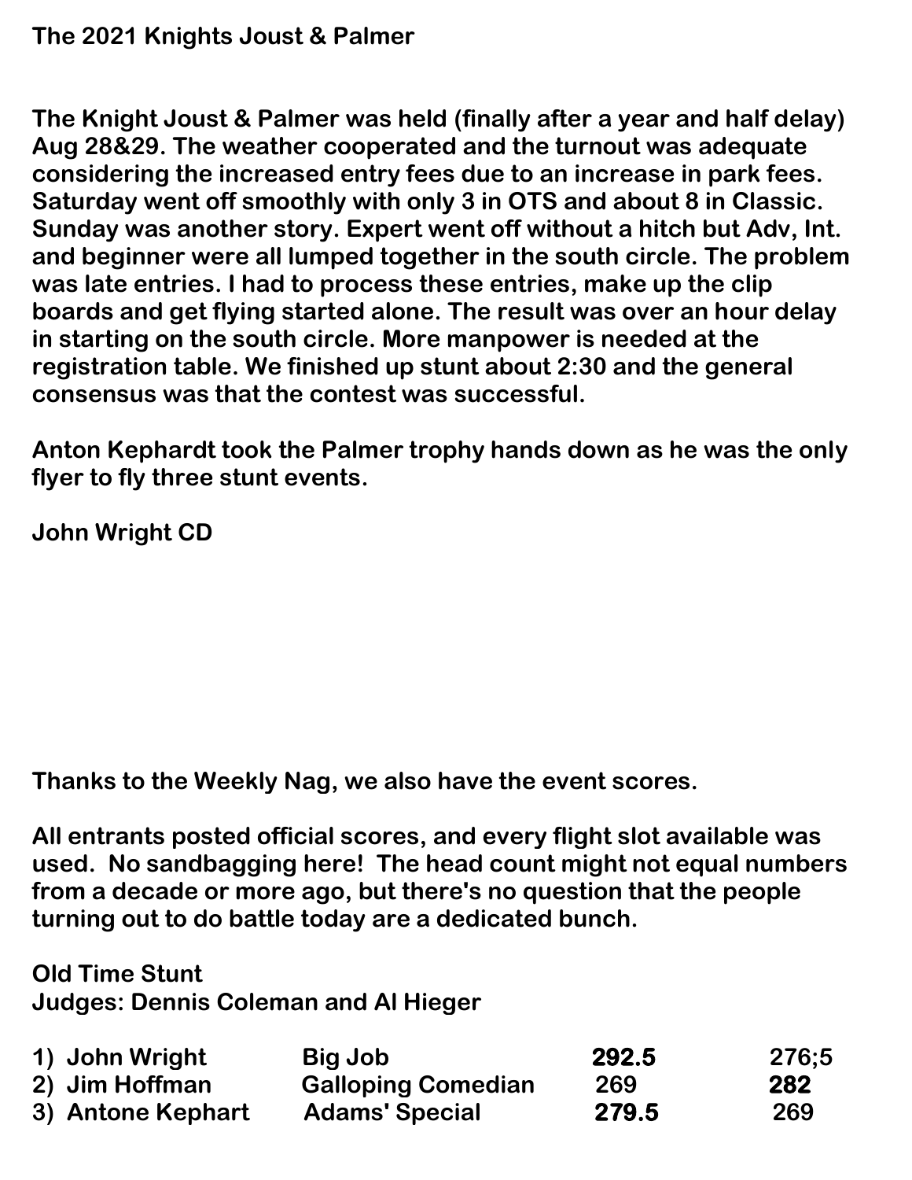**The 2021 Knights Joust & Palmer**

**The Knight Joust & Palmer was held (finally after a year and half delay) Aug 28&29. The weather cooperated and the turnout was adequate considering the increased entry fees due to an increase in park fees. Saturday went off smoothly with only 3 in OTS and about 8 in Classic. Sunday was another story. Expert went off without a hitch but Adv, Int. and beginner were all lumped together in the south circle. The problem was late entries. I had to process these entries, make up the clip boards and get flying started alone. The result was over an hour delay in starting on the south circle. More manpower is needed at the registration table. We finished up stunt about 2:30 and the general consensus was that the contest was successful.**

**Anton Kephardt took the Palmer trophy hands down as he was the only flyer to fly three stunt events.**

**John Wright CD**

**Thanks to the Weekly Nag, we also have the event scores.**

**All entrants posted official scores, and every flight slot available was used. No sandbagging here! The head count might not equal numbers from a decade or more ago, but there's no question that the people turning out to do battle today are a dedicated bunch.**

**Old Time Stunt**
**Judges: Dennis Coleman and Al Hieger**

| Place | Name | Plane | Score 1 | Score 2 |
| --- | --- | --- | --- | --- |
| 1) | John Wright | Big Job | **292.5** | 276;5 |
| 2) | Jim Hoffman | Galloping Comedian | 269 | **282** |
| 3) | Antone Kephart | Adams' Special | **279.5** | 269 |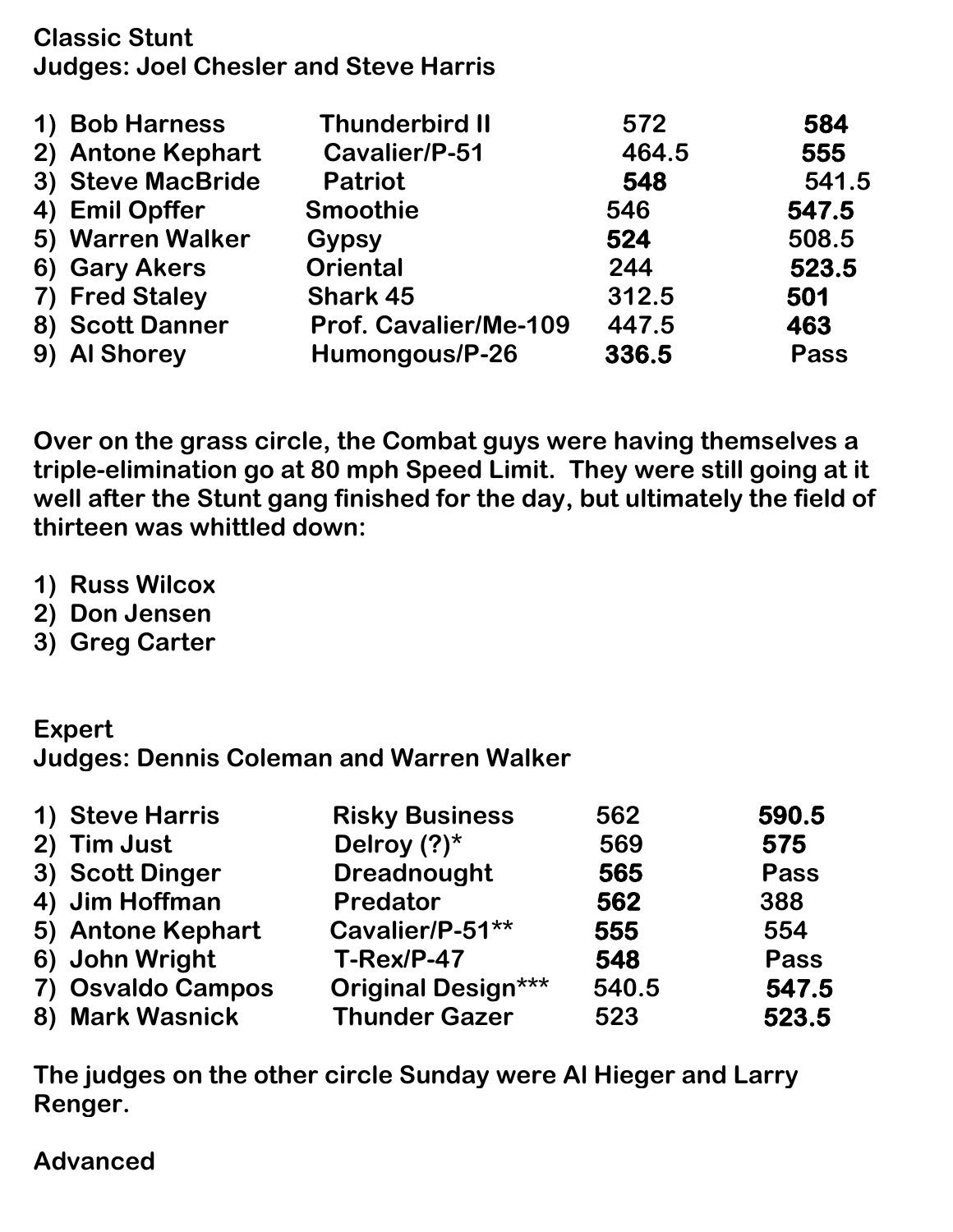**Classic Stunt**
**Judges: Joel Chesler and Steve Harris**

| | | | |
|---|---|---|---|
| 1) Bob Harness | Thunderbird II | 572 | **584** |
| 2) Antone Kephart | Cavalier/P-51 | 464.5 | **555** |
| 3) Steve MacBride | Patriot | **548** | 541.5 |
| 4) Emil Opffer | Smoothie | 546 | **547.5** |
| 5) Warren Walker | Gypsy | **524** | 508.5 |
| 6) Gary Akers | Oriental | 244 | **523.5** |
| 7) Fred Staley | Shark 45 | 312.5 | **501** |
| 8) Scott Danner | Prof. Cavalier/Me-109 | 447.5 | **463** |
| 9) Al Shorey | Humongous/P-26 | **336.5** | Pass |

**Over on the grass circle, the Combat guys were having themselves a triple-elimination go at 80 mph Speed Limit. They were still going at it well after the Stunt gang finished for the day, but ultimately the field of thirteen was whittled down:**

1) **Russ Wilcox**
2) **Don Jensen**
3) **Greg Carter**

**Expert**
**Judges: Dennis Coleman and Warren Walker**

| | | | |
|---|---|---|---|
| 1) Steve Harris | Risky Business | 562 | **590.5** |
| 2) Tim Just | Delroy (?)* | 569 | **575** |
| 3) Scott Dinger | Dreadnought | **565** | Pass |
| 4) Jim Hoffman | Predator | **562** | 388 |
| 5) Antone Kephart | Cavalier/P-51** | **555** | 554 |
| 6) John Wright | T-Rex/P-47 | **548** | Pass |
| 7) Osvaldo Campos | Original Design*** | 540.5 | **547.5** |
| 8) Mark Wasnick | Thunder Gazer | 523 | **523.5** |

**The judges on the other circle Sunday were Al Hieger and Larry Renger.**

**Advanced**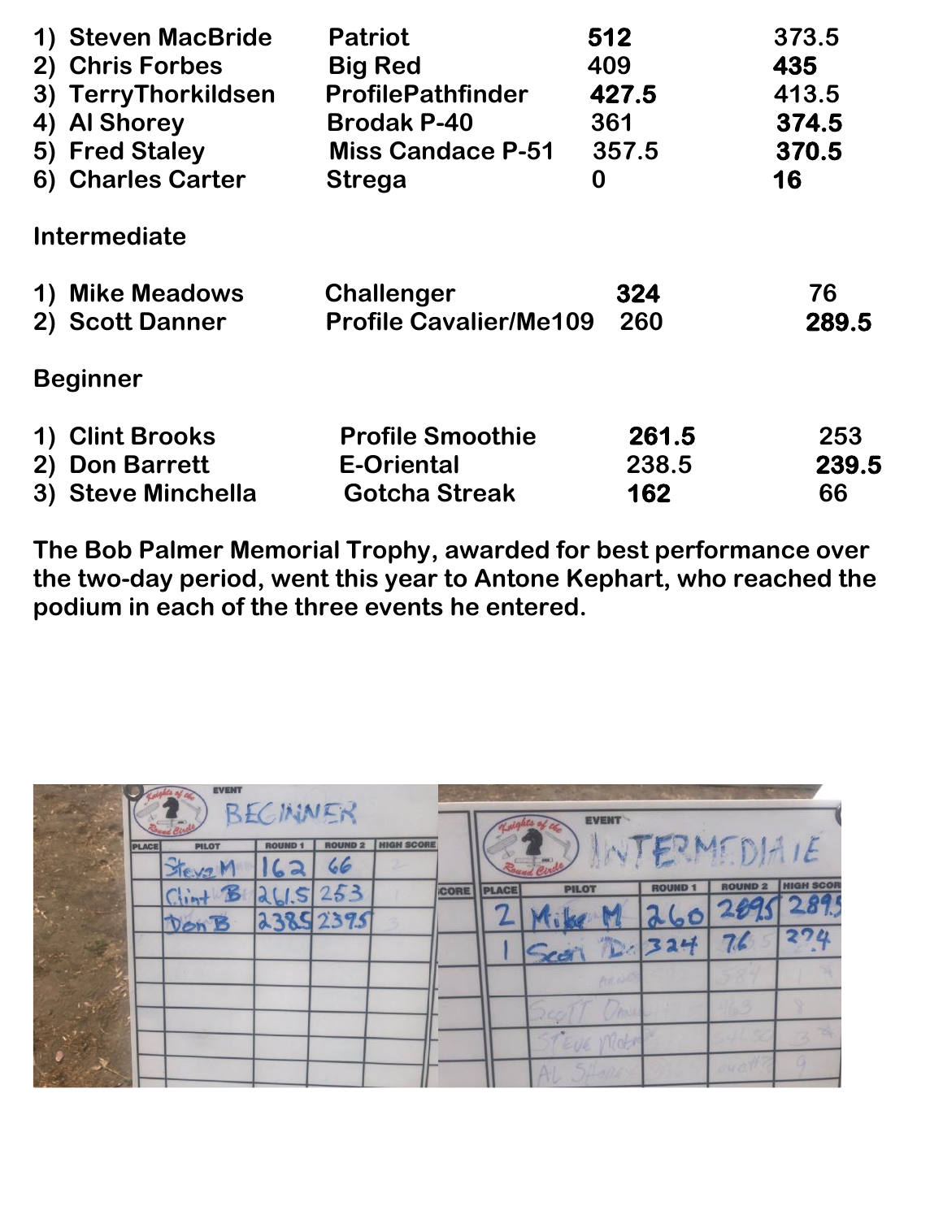| | | | |
|---|---|---|---|
| 1) Steven MacBride | Patriot | **512** | 373.5 |
| 2) Chris Forbes | Big Red | 409 | **435** |
| 3) TerryThorkildsen | ProfilePathfinder | **427.5** | 413.5 |
| 4) Al Shorey | Brodak P-40 | 361 | **374.5** |
| 5) Fred Staley | Miss Candace P-51 | 357.5 | **370.5** |
| 6) Charles Carter | Strega | **0** | **16** |

**Intermediate**

| | | | |
|---|---|---|---|
| 1) Mike Meadows | Challenger | **324** | 76 |
| 2) Scott Danner | Profile Cavalier/Me109 | 260 | **289.5** |

**Beginner**

| | | | |
|---|---|---|---|
| 1) Clint Brooks | Profile Smoothie | **261.5** | 253 |
| 2) Don Barrett | E-Oriental | 238.5 | **239.5** |
| 3) Steve Minchella | Gotcha Streak | **162** | 66 |

**The Bob Palmer Memorial Trophy, awarded for best performance over the two-day period, went this year to Antone Kephart, who reached the podium in each of the three events he entered.**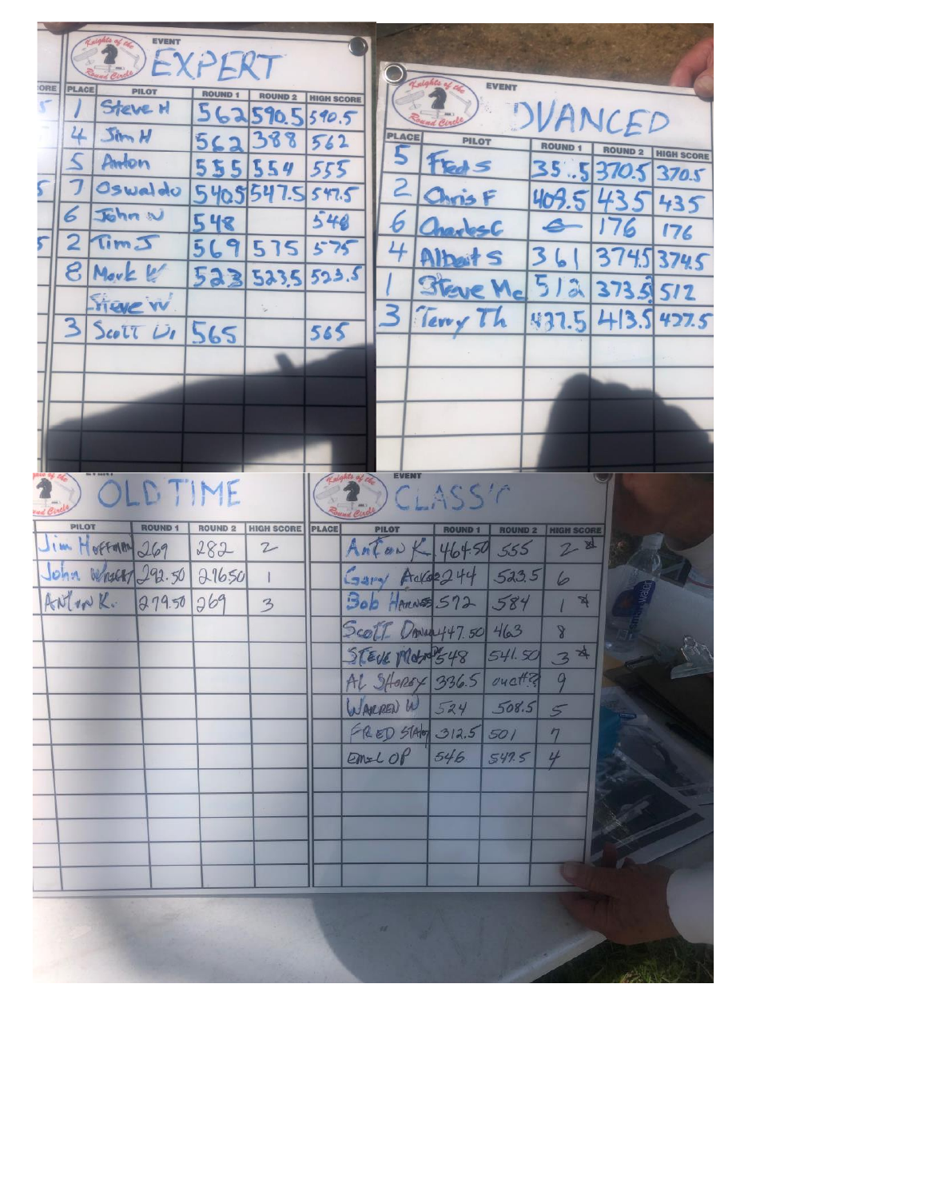## EXPERT

| PLACE | PILOT | ROUND 1 | ROUND 2 | HIGH SCORE |
|---|---|---|---|---|
| 1 | Steve H | 562 | 590.5 | 590.5 |
| 4 | Jim H | 562 | 388 | 562 |
| 5 | Anton | 555 | 554 | 555 |
| 7 | Oswaldo | 540.5 | 547.5 | 547.5 |
| 6 | John W | 548 | | 548 |
| 2 | Tim J | 569 | 575 | 575 |
| 8 | Mark W | 523 | 523.5 | 523.5 |
| | Steve W | | | |
| 3 | Scott D | 565 | | 565 |

## ADVANCED

| PLACE | PILOT | ROUND 1 | ROUND 2 | HIGH SCORE |
|---|---|---|---|---|
| 5 | Fred S | 35..5 | 370.5 | 370.5 |
| 2 | Chris F | 403.5 | 435 | 435 |
| 6 | Charles C | — | 176 | 176 |
| 4 | Albert S | 361 | 374.5 | 374.5 |
| 1 | Steve Mc | 512 | 373.5 | 512 |
| 3 | Terry Th | 437.5 | 413.5 | 437.5 |

## OLD TIME

| PILOT | ROUND 1 | ROUND 2 | HIGH SCORE |
|---|---|---|---|
| Jim Hoffman | 269 | 282 | 2 |
| John Wright | 292.50 | 296.50 | 1 |
| Anton K. | 279.50 | 269 | 3 |

## CLASSIC

| PLACE | PILOT | ROUND 1 | ROUND 2 | HIGH SCORE |
|---|---|---|---|---|
| | Anton K | 464.50 | 555 | 2 ☆ |
| | Gary Acker | 244 | 523.5 | 6 |
| | Bob Harness | 572 | 584 | 1 ☆ |
| | Scott Dinn | 447.50 | 463 | 8 |
| | Steve Moore | 548 | 541.50 | 3 ☆ |
| | Al Shorey | 336.5 | ouch?? | 9 |
| | Warren W | 524 | 508.5 | 5 |
| | Fred Stahr | 312.5 | 501 | 7 |
| | Emil OP | 546 | 547.5 | 4 |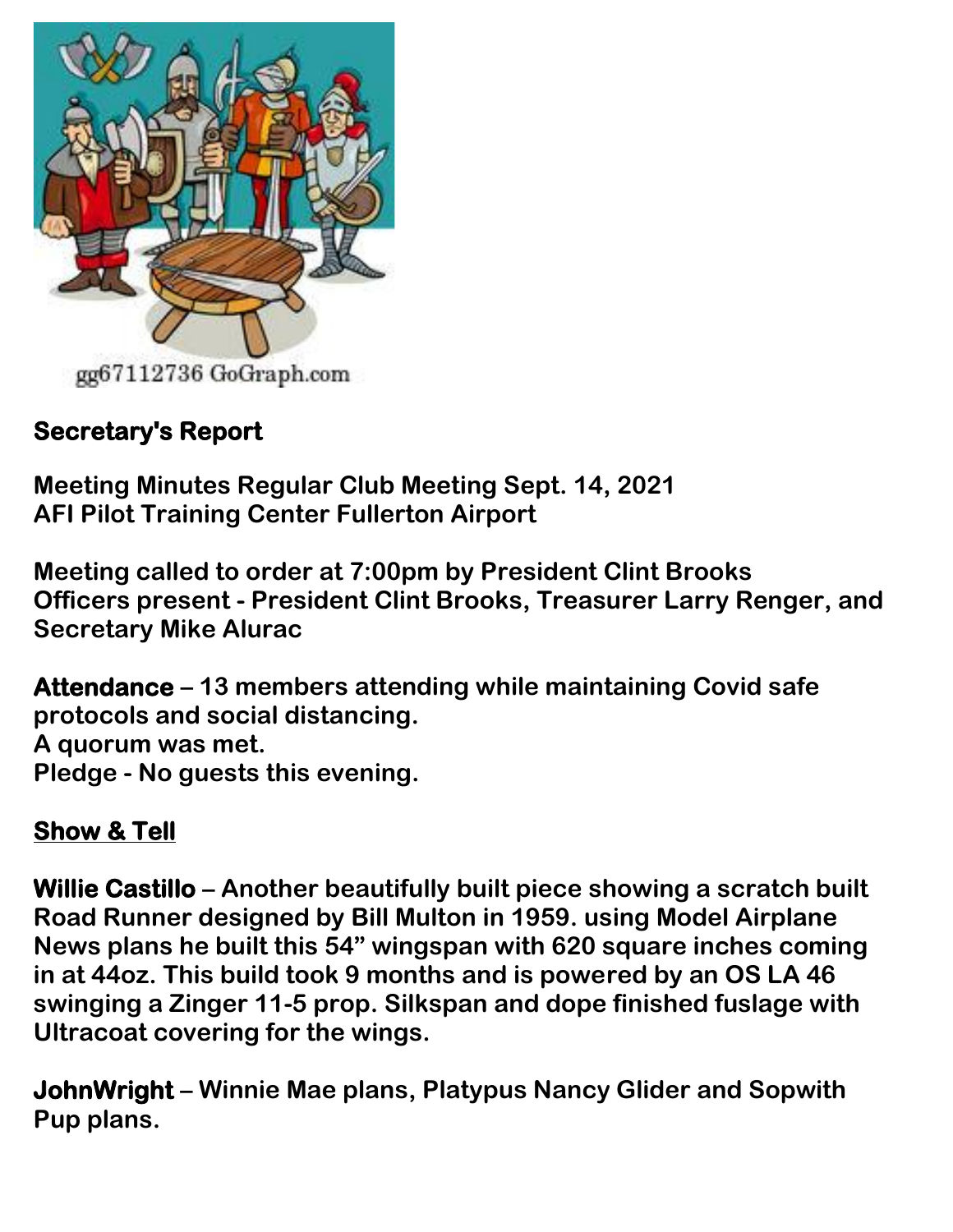gg67112736 GoGraph.com

**Secretary's Report**

**Meeting Minutes Regular Club Meeting Sept. 14, 2021**
**AFI Pilot Training Center Fullerton Airport**

**Meeting called to order at 7:00pm by President Clint Brooks**
**Officers present - President Clint Brooks, Treasurer Larry Renger, and Secretary Mike Alurac**

**Attendance – 13 members attending while maintaining Covid safe protocols and social distancing.**
**A quorum was met.**
**Pledge - No guests this evening.**

**Show & Tell**

**Willie Castillo – Another beautifully built piece showing a scratch built Road Runner designed by Bill Multon in 1959. using Model Airplane News plans he built this 54" wingspan with 620 square inches coming in at 44oz. This build took 9 months and is powered by an OS LA 46 swinging a Zinger 11-5 prop. Silkspan and dope finished fuslage with Ultracoat covering for the wings.**

**JohnWright – Winnie Mae plans, Platypus Nancy Glider and Sopwith Pup plans.**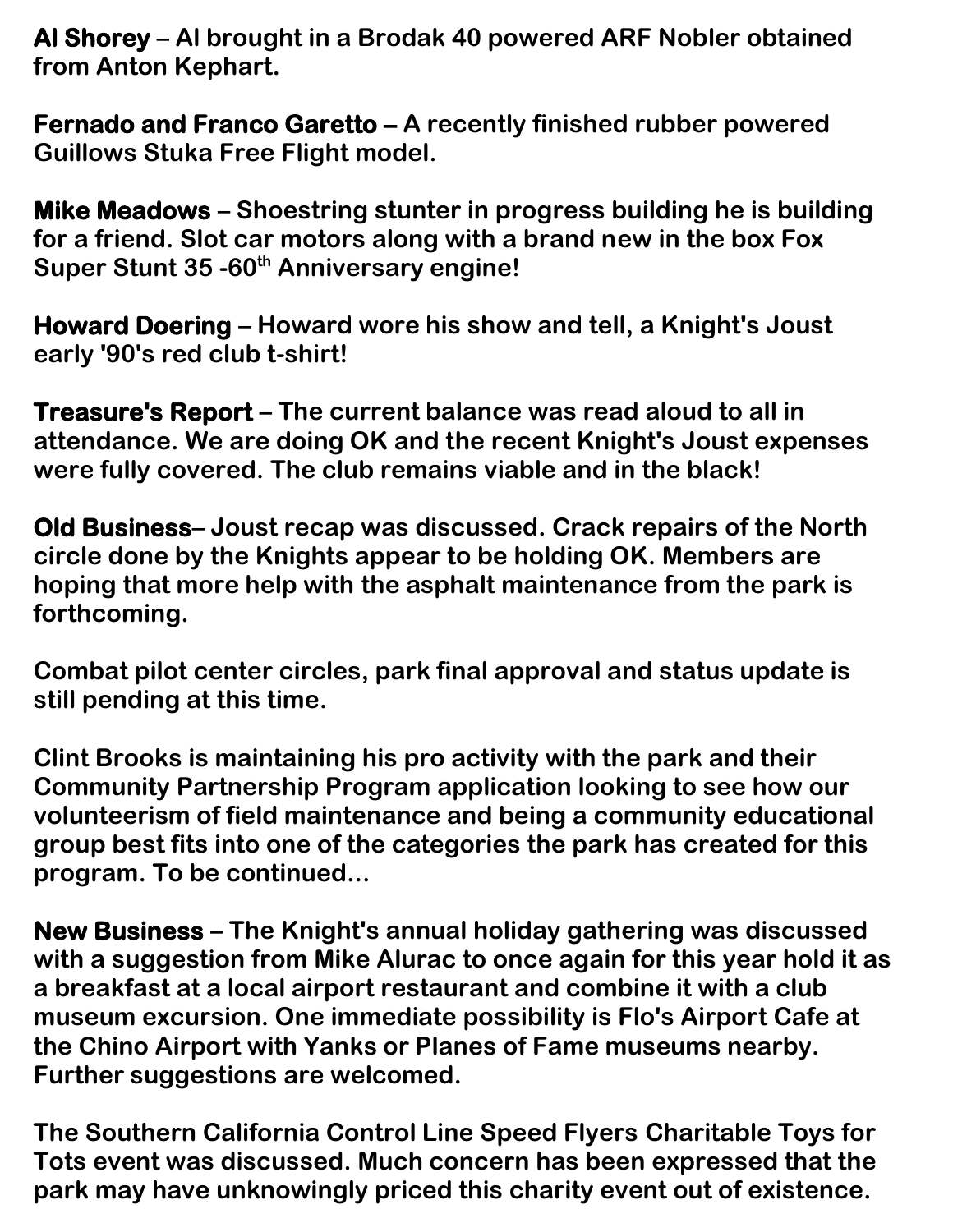**Al Shorey** – Al brought in a Brodak 40 powered ARF Nobler obtained from Anton Kephart.

**Fernado and Franco Garetto –** A recently finished rubber powered Guillows Stuka Free Flight model.

**Mike Meadows** – Shoestring stunter in progress building he is building for a friend. Slot car motors along with a brand new in the box Fox Super Stunt 35 -60th Anniversary engine!

**Howard Doering** – Howard wore his show and tell, a Knight's Joust early '90's red club t-shirt!

**Treasure's Report** – The current balance was read aloud to all in attendance. We are doing OK and the recent Knight's Joust expenses were fully covered. The club remains viable and in the black!

**Old Business**– Joust recap was discussed. Crack repairs of the North circle done by the Knights appear to be holding OK. Members are hoping that more help with the asphalt maintenance from the park is forthcoming.

Combat pilot center circles, park final approval and status update is still pending at this time.

Clint Brooks is maintaining his pro activity with the park and their Community Partnership Program application looking to see how our volunteerism of field maintenance and being a community educational group best fits into one of the categories the park has created for this program. To be continued...

**New Business** – The Knight's annual holiday gathering was discussed with a suggestion from Mike Alurac to once again for this year hold it as a breakfast at a local airport restaurant and combine it with a club museum excursion. One immediate possibility is Flo's Airport Cafe at the Chino Airport with Yanks or Planes of Fame museums nearby. Further suggestions are welcomed.

The Southern California Control Line Speed Flyers Charitable Toys for Tots event was discussed. Much concern has been expressed that the park may have unknowingly priced this charity event out of existence.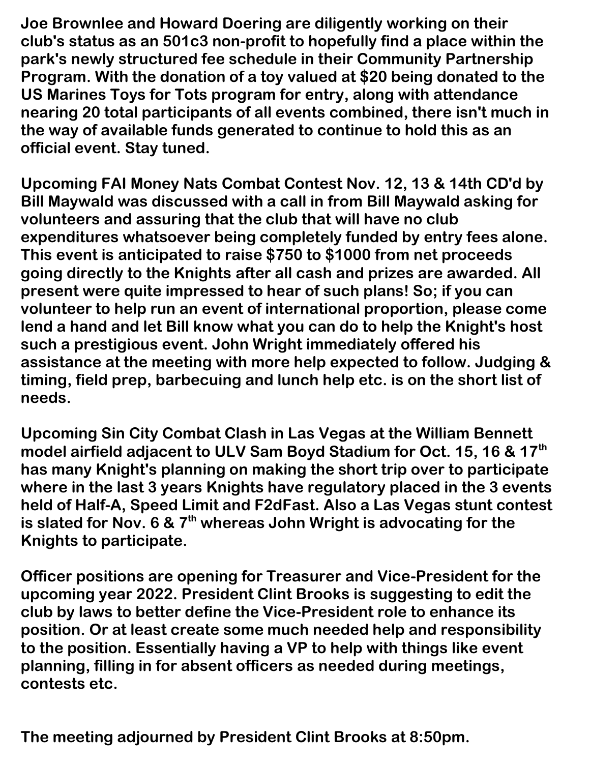**Joe Brownlee and Howard Doering are diligently working on their club's status as an 501c3 non-profit to hopefully find a place within the park's newly structured fee schedule in their Community Partnership Program. With the donation of a toy valued at $20 being donated to the US Marines Toys for Tots program for entry, along with attendance nearing 20 total participants of all events combined, there isn't much in the way of available funds generated to continue to hold this as an official event. Stay tuned.**

**Upcoming FAI Money Nats Combat Contest Nov. 12, 13 & 14th CD'd by Bill Maywald was discussed with a call in from Bill Maywald asking for volunteers and assuring that the club that will have no club expenditures whatsoever being completely funded by entry fees alone. This event is anticipated to raise $750 to $1000 from net proceeds going directly to the Knights after all cash and prizes are awarded. All present were quite impressed to hear of such plans! So; if you can volunteer to help run an event of international proportion, please come lend a hand and let Bill know what you can do to help the Knight's host such a prestigious event. John Wright immediately offered his assistance at the meeting with more help expected to follow. Judging & timing, field prep, barbecuing and lunch help etc. is on the short list of needs.**

**Upcoming Sin City Combat Clash in Las Vegas at the William Bennett model airfield adjacent to ULV Sam Boyd Stadium for Oct. 15, 16 & 17th has many Knight's planning on making the short trip over to participate where in the last 3 years Knights have regulatory placed in the 3 events held of Half-A, Speed Limit and F2dFast. Also a Las Vegas stunt contest is slated for Nov. 6 & 7th whereas John Wright is advocating for the Knights to participate.**

**Officer positions are opening for Treasurer and Vice-President for the upcoming year 2022. President Clint Brooks is suggesting to edit the club by laws to better define the Vice-President role to enhance its position. Or at least create some much needed help and responsibility to the position. Essentially having a VP to help with things like event planning, filling in for absent officers as needed during meetings, contests etc.**

**The meeting adjourned by President Clint Brooks at 8:50pm.**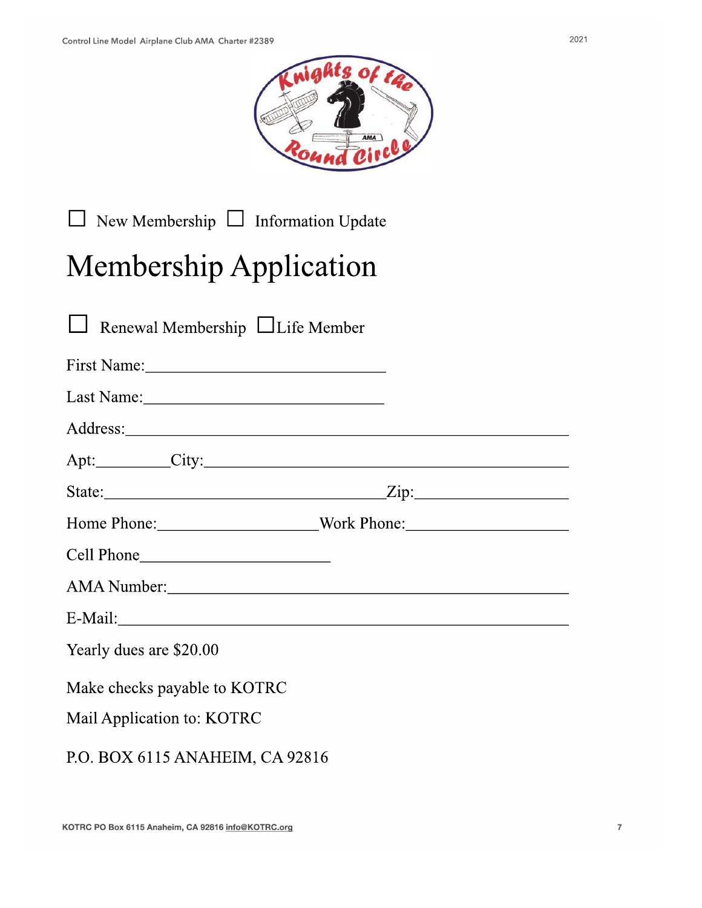☐ New Membership ☐ Information Update

# Membership Application

☐ Renewal Membership ☐ Life Member

First Name:____________________________

Last Name:____________________________

Address:____________________________________________________

Apt:_________City:__________________________________________

State:________________________________Zip:__________________

Home Phone:___________________Work Phone:___________________

Cell Phone______________________

AMA Number:_________________________________________________

E-Mail:______________________________________________________

Yearly dues are $20.00

Make checks payable to KOTRC

Mail Application to: KOTRC

P.O. BOX 6115 ANAHEIM, CA 92816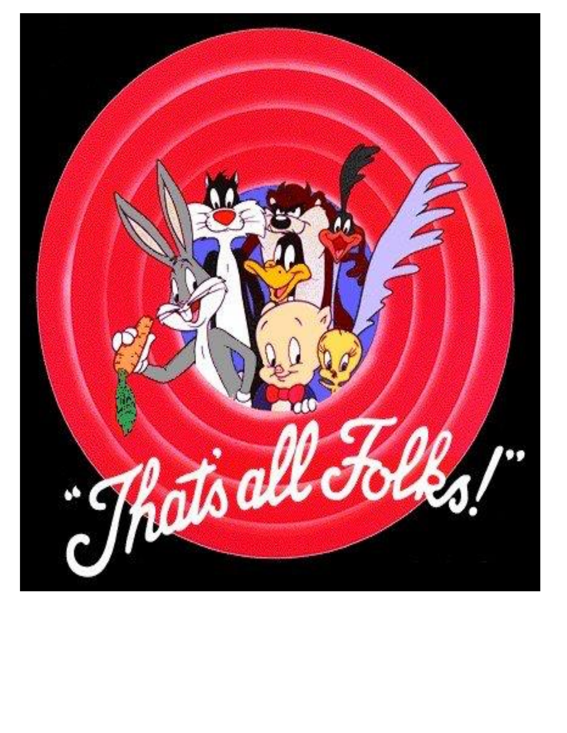"That's all Folks!"